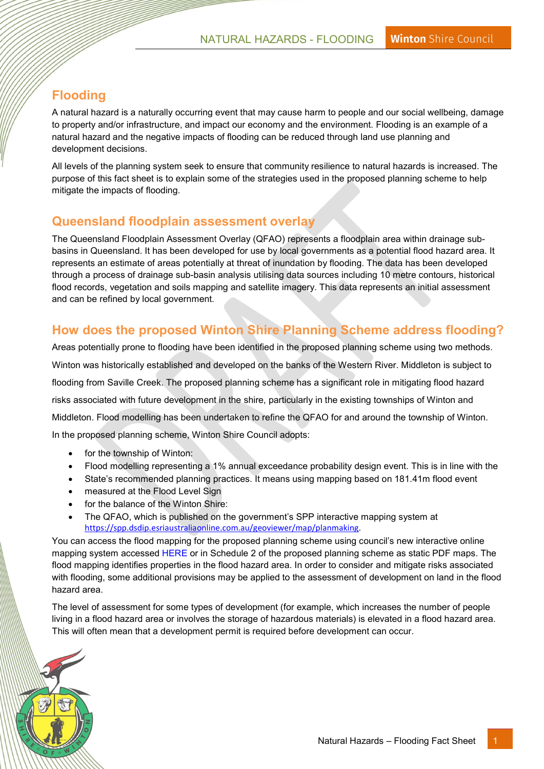# Flooding

A natural hazard is a naturally occurring event that may cause harm to people and our social wellbeing, damage to property and/or infrastructure, and impact our economy and the environment. Flooding is an example of a natural hazard and the negative impacts of flooding can be reduced through land use planning and development decisions.

All levels of the planning system seek to ensure that community resilience to natural hazards is increased. The purpose of this fact sheet is to explain some of the strategies used in the proposed planning scheme to help mitigate the impacts of flooding.

## Queensland floodplain assessment overlay

The Queensland Floodplain Assessment Overlay (QFAO) represents a floodplain area within drainage sub-basins in Queensland. It has been developed for use by local governments as a potential flood hazard area. It represents an estimate of areas potentially at threat of inundation by flooding. The data has been developed through a process of drainage sub-basin analysis utilising data sources including 10 metre contours, historical flood records, vegetation and soils mapping and satellite imagery. This data represents an initial assessment and can be refined by local government.

## How does the proposed Winton Shire Planning Scheme address flooding?

Areas potentially prone to flooding have been identified in the proposed planning scheme using two methods. Winton was historically established and developed on the banks of the Western River. Middleton is subject to flooding from Saville Creek. The proposed planning scheme has a significant role in mitigating flood hazard risks associated with future development in the shire, particularly in the existing townships of Winton and Middleton. Flood modelling has been undertaken to refine the QFAO for and around the township of Winton.

In the proposed planning scheme, Winton Shire Council adopts:

- for the township of Winton:
- Flood modelling representing a 1% annual exceedance probability design event. This is in line with the
- State's recommended planning practices. It means using mapping based on 181.41m flood event
- measured at the Flood Level Sign
- for the balance of the Winton Shire:
- The QFAO, which is published on the government's SPP interactive mapping system at https://spp.dsdip.esriaustraliaonline.com.au/geoviewer/map/planmaking.

You can access the flood mapping for the proposed planning scheme using council's new interactive online mapping system accessed HERE or in Schedule 2 of the proposed planning scheme as static PDF maps. The flood mapping identifies properties in the flood hazard area. In order to consider and mitigate risks associated with flooding, some additional provisions may be applied to the assessment of development on land in the flood hazard area.

The level of assessment for some types of development (for example, which increases the number of people living in a flood hazard area or involves the storage of hazardous materials) is elevated in a flood hazard area. This will often mean that a development permit is required before development can occur.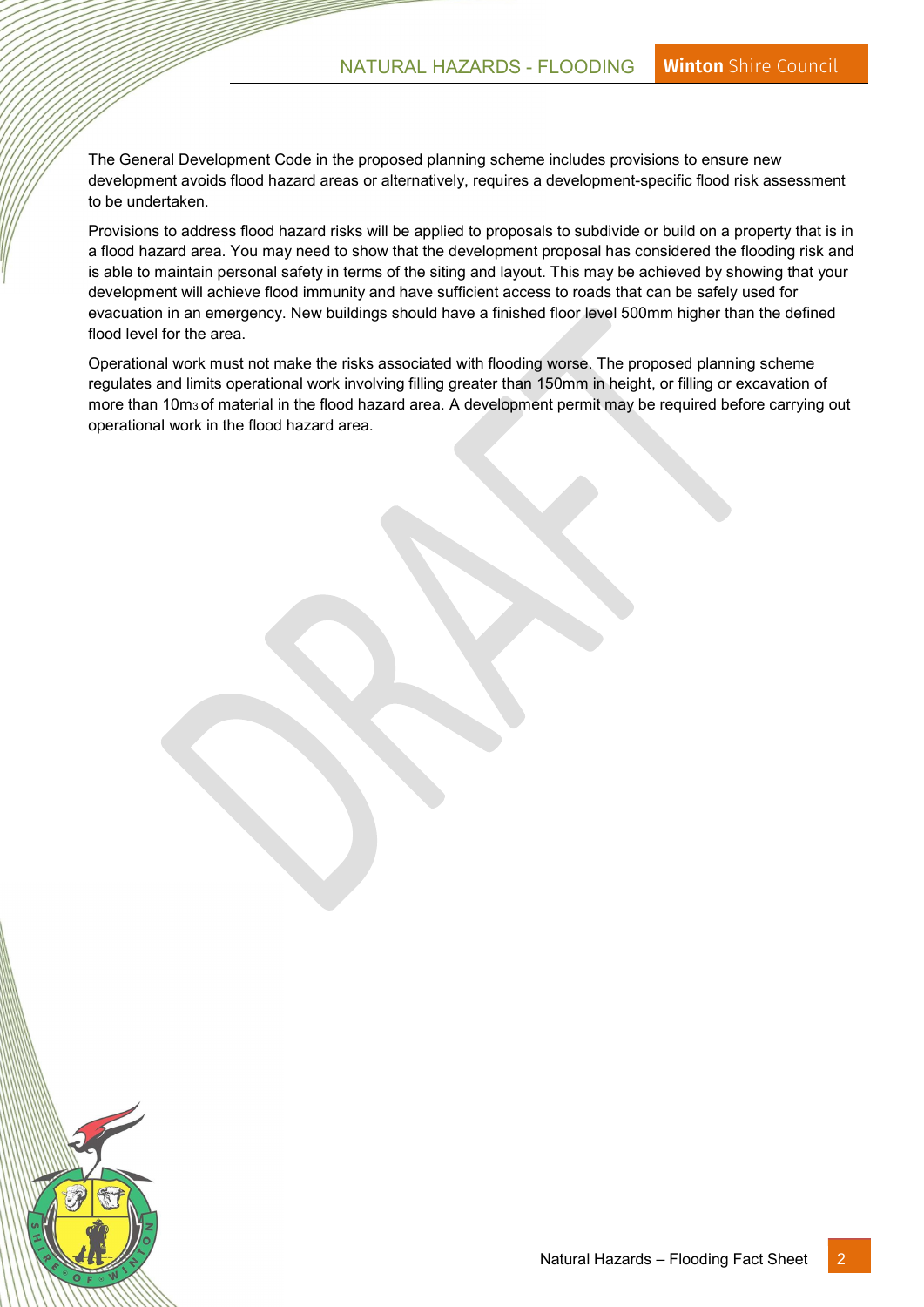The General Development Code in the proposed planning scheme includes provisions to ensure new development avoids flood hazard areas or alternatively, requires a development-specific flood risk assessment to be undertaken.

Provisions to address flood hazard risks will be applied to proposals to subdivide or build on a property that is in a flood hazard area. You may need to show that the development proposal has considered the flooding risk and is able to maintain personal safety in terms of the siting and layout. This may be achieved by showing that your development will achieve flood immunity and have sufficient access to roads that can be safely used for evacuation in an emergency. New buildings should have a finished floor level 500mm higher than the defined flood level for the area.

Operational work must not make the risks associated with flooding worse. The proposed planning scheme regulates and limits operational work involving filling greater than 150mm in height, or filling or excavation of more than 10m$^3$ of material in the flood hazard area. A development permit may be required before carrying out operational work in the flood hazard area.